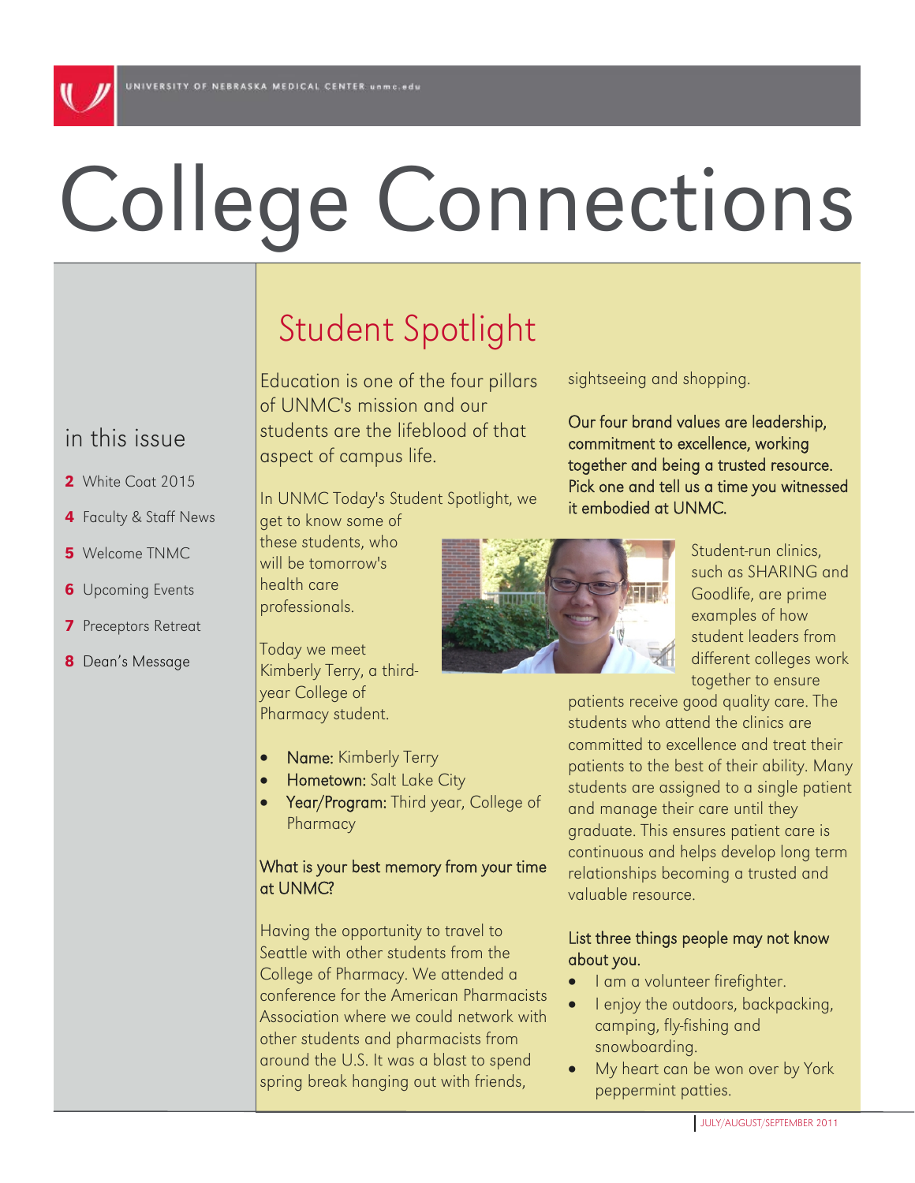UNIVERSITY OF NEBRASKA MEDICAL CENTER unmc.edu

# College Connections

## in this issue

- **2** White Coat 2015
- **4** Faculty & Staff News
- **5** Welcome TNMC
- **6** Upcoming Events
- **7** Preceptors Retreat
- **8** Dean's Message

## Student Spotlight

Education is one of the four pillars of UNMC's mission and our students are the lifeblood of that aspect of campus life.

In UNMC Today's Student Spotlight, we get to know some of these students, who will be tomorrow's health care professionals.

Today we meet Kimberly Terry, a third-year College of Pharmacy student.

- **Name:** Kimberly Terry
- **Hometown:** Salt Lake City
- **Year/Program:** Third year, College of Pharmacy

**What is your best memory from your time at UNMC?**

Having the opportunity to travel to Seattle with other students from the College of Pharmacy. We attended a conference for the American Pharmacists Association where we could network with other students and pharmacists from around the U.S. It was a blast to spend spring break hanging out with friends, sightseeing and shopping.

**Our four brand values are leadership, commitment to excellence, working together and being a trusted resource. Pick one and tell us a time you witnessed it embodied at UNMC.**

Student-run clinics, such as SHARING and Goodlife, are prime examples of how student leaders from different colleges work together to ensure patients receive good quality care. The students who attend the clinics are committed to excellence and treat their patients to the best of their ability. Many students are assigned to a single patient and manage their care until they graduate. This ensures patient care is continuous and helps develop long term relationships becoming a trusted and valuable resource.

**List three things people may not know about you.**

- I am a volunteer firefighter.
- I enjoy the outdoors, backpacking, camping, fly-fishing and snowboarding.
- My heart can be won over by York peppermint patties.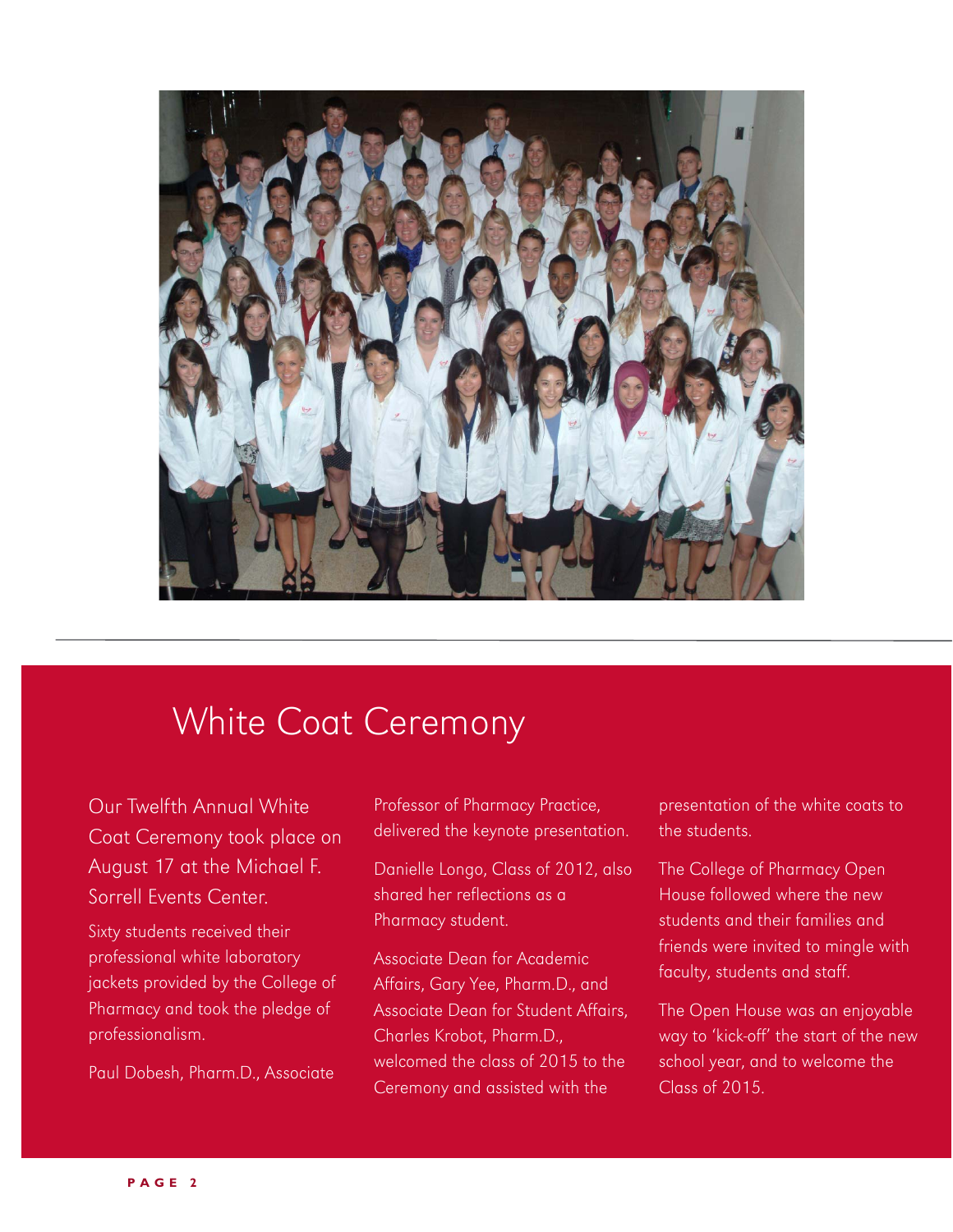# White Coat Ceremony

Our Twelfth Annual White Coat Ceremony took place on August 17 at the Michael F. Sorrell Events Center.

Sixty students received their professional white laboratory jackets provided by the College of Pharmacy and took the pledge of professionalism.

Paul Dobesh, Pharm.D., Associate Professor of Pharmacy Practice, delivered the keynote presentation.

Danielle Longo, Class of 2012, also shared her reflections as a Pharmacy student.

Associate Dean for Academic Affairs, Gary Yee, Pharm.D., and Associate Dean for Student Affairs, Charles Krobot, Pharm.D., welcomed the class of 2015 to the Ceremony and assisted with the presentation of the white coats to the students.

The College of Pharmacy Open House followed where the new students and their families and friends were invited to mingle with faculty, students and staff.

The Open House was an enjoyable way to 'kick-off' the start of the new school year, and to welcome the Class of 2015.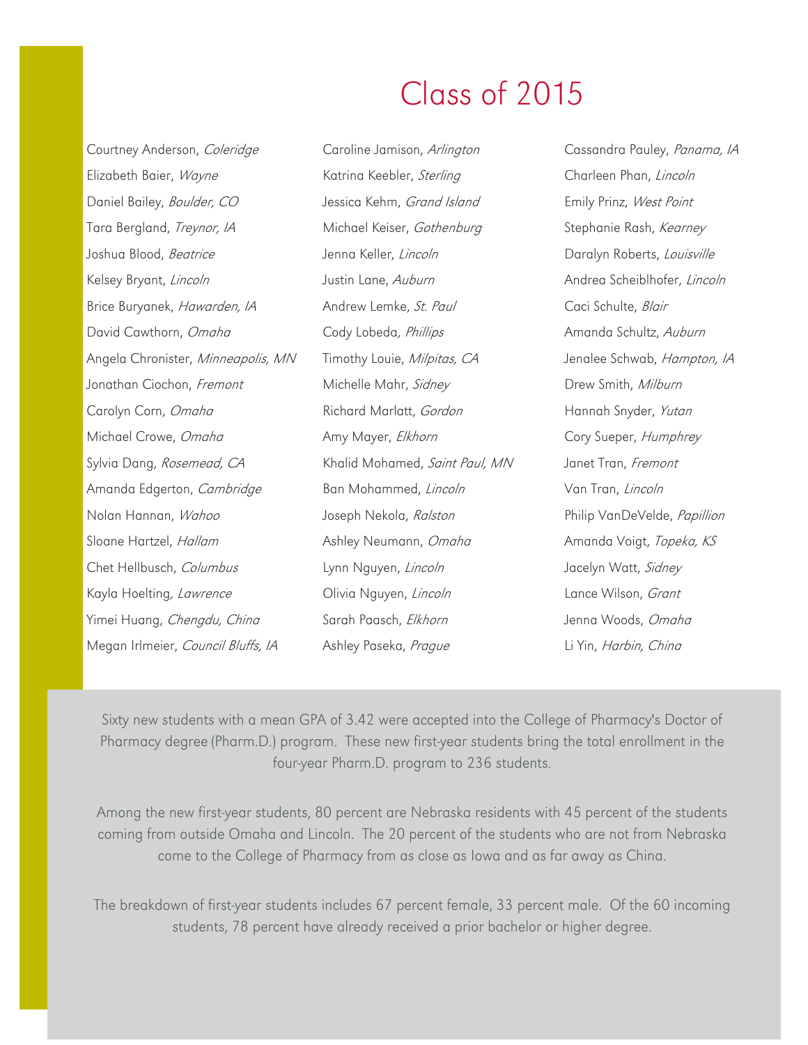# Class of 2015

Courtney Anderson, *Coleridge*
Elizabeth Baier, *Wayne*
Daniel Bailey, *Boulder, CO*
Tara Bergland, *Treynor, IA*
Joshua Blood, *Beatrice*
Kelsey Bryant, *Lincoln*
Brice Buryanek, *Hawarden, IA*
David Cawthorn, *Omaha*
Angela Chronister, *Minneapolis, MN*
Jonathan Ciochon, *Fremont*
Carolyn Corn, *Omaha*
Michael Crowe, *Omaha*
Sylvia Dang, *Rosemead, CA*
Amanda Edgerton, *Cambridge*
Nolan Hannan, *Wahoo*
Sloane Hartzel, *Hallam*
Chet Hellbusch, *Columbus*
Kayla Hoelting, *Lawrence*
Yimei Huang, *Chengdu, China*
Megan Irlmeier, *Council Bluffs, IA*

Caroline Jamison, *Arlington*
Katrina Keebler, *Sterling*
Jessica Kehm, *Grand Island*
Michael Keiser, *Gothenburg*
Jenna Keller, *Lincoln*
Justin Lane, *Auburn*
Andrew Lemke, *St. Paul*
Cody Lobeda, *Phillips*
Timothy Louie, *Milpitas, CA*
Michelle Mahr, *Sidney*
Richard Marlatt, *Gordon*
Amy Mayer, *Elkhorn*
Khalid Mohamed, *Saint Paul, MN*
Ban Mohammed, *Lincoln*
Joseph Nekola, *Ralston*
Ashley Neumann, *Omaha*
Lynn Nguyen, *Lincoln*
Olivia Nguyen, *Lincoln*
Sarah Paasch, *Elkhorn*
Ashley Paseka, *Prague*

Cassandra Pauley, *Panama, IA*
Charleen Phan, *Lincoln*
Emily Prinz, *West Point*
Stephanie Rash, *Kearney*
Daralyn Roberts, *Louisville*
Andrea Scheiblhofer, *Lincoln*
Caci Schulte, *Blair*
Amanda Schultz, *Auburn*
Jenalee Schwab, *Hampton, IA*
Drew Smith, *Milburn*
Hannah Snyder, *Yutan*
Cory Sueper, *Humphrey*
Janet Tran, *Fremont*
Van Tran, *Lincoln*
Philip VanDeVelde, *Papillion*
Amanda Voigt, *Topeka, KS*
Jacelyn Watt, *Sidney*
Lance Wilson, *Grant*
Jenna Woods, *Omaha*
Li Yin, *Harbin, China*

Sixty new students with a mean GPA of 3.42 were accepted into the College of Pharmacy's Doctor of Pharmacy degree (Pharm.D.) program. These new first-year students bring the total enrollment in the four-year Pharm.D. program to 236 students.

Among the new first-year students, 80 percent are Nebraska residents with 45 percent of the students coming from outside Omaha and Lincoln. The 20 percent of the students who are not from Nebraska come to the College of Pharmacy from as close as Iowa and as far away as China.

The breakdown of first-year students includes 67 percent female, 33 percent male. Of the 60 incoming students, 78 percent have already received a prior bachelor or higher degree.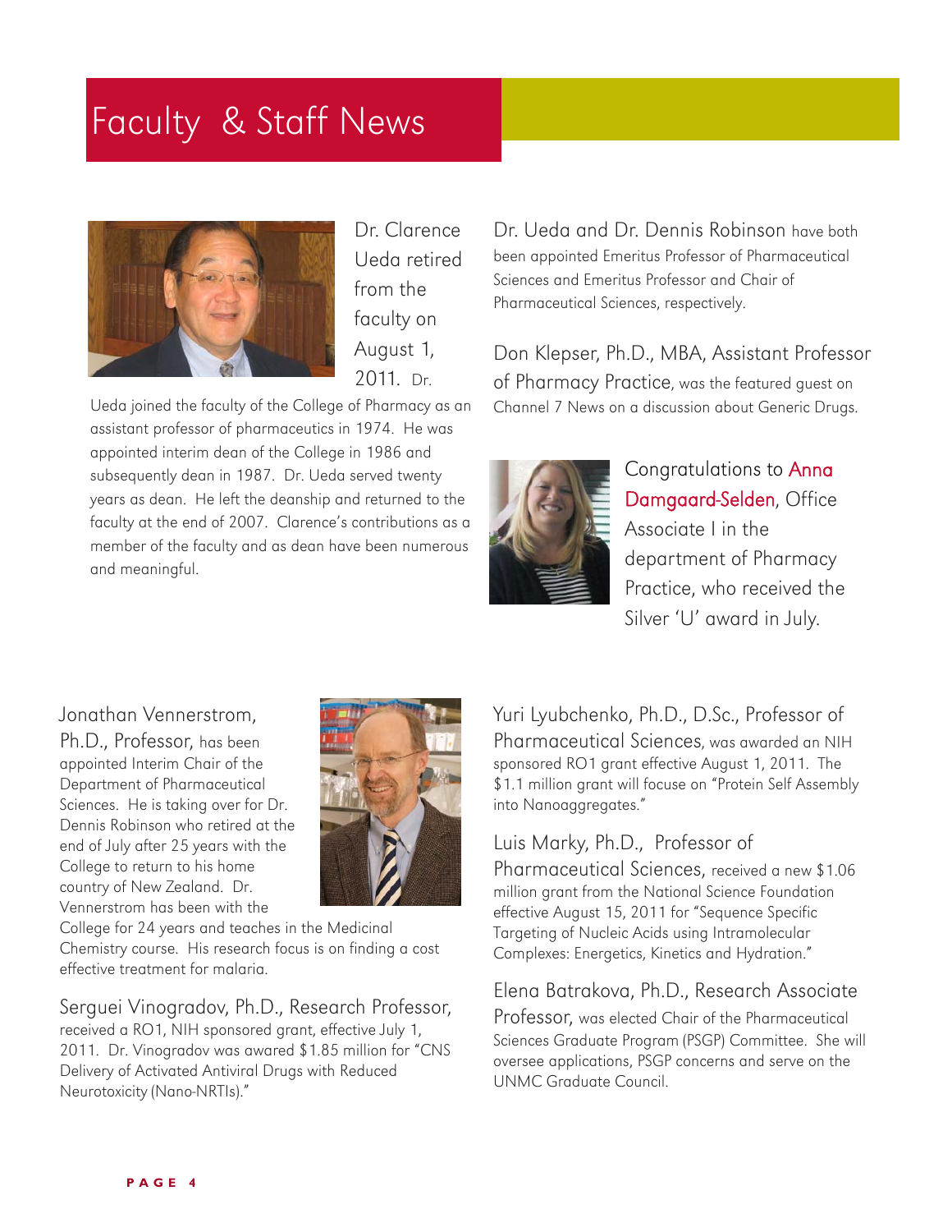# Faculty & Staff News

Dr. Clarence Ueda retired from the faculty on August 1, 2011. Dr. Ueda joined the faculty of the College of Pharmacy as an assistant professor of pharmaceutics in 1974. He was appointed interim dean of the College in 1986 and subsequently dean in 1987. Dr. Ueda served twenty years as dean. He left the deanship and returned to the faculty at the end of 2007. Clarence's contributions as a member of the faculty and as dean have been numerous and meaningful.

Dr. Ueda and Dr. Dennis Robinson have both been appointed Emeritus Professor of Pharmaceutical Sciences and Emeritus Professor and Chair of Pharmaceutical Sciences, respectively.

Don Klepser, Ph.D., MBA, Assistant Professor of Pharmacy Practice, was the featured guest on Channel 7 News on a discussion about Generic Drugs.

Congratulations to Anna Damgaard-Selden, Office Associate I in the department of Pharmacy Practice, who received the Silver 'U' award in July.

Jonathan Vennerstrom, Ph.D., Professor, has been appointed Interim Chair of the Department of Pharmaceutical Sciences. He is taking over for Dr. Dennis Robinson who retired at the end of July after 25 years with the College to return to his home country of New Zealand. Dr. Vennerstrom has been with the College for 24 years and teaches in the Medicinal Chemistry course. His research focus is on finding a cost effective treatment for malaria.

Serguei Vinogradov, Ph.D., Research Professor, received a RO1, NIH sponsored grant, effective July 1, 2011. Dr. Vinogradov was awared $1.85 million for "CNS Delivery of Activated Antiviral Drugs with Reduced Neurotoxicity (Nano-NRTIs)."

Yuri Lyubchenko, Ph.D., D.Sc., Professor of Pharmaceutical Sciences, was awarded an NIH sponsored RO1 grant effective August 1, 2011. The $1.1 million grant will focuse on "Protein Self Assembly into Nanoaggregates."

Luis Marky, Ph.D., Professor of Pharmaceutical Sciences, received a new $1.06 million grant from the National Science Foundation effective August 15, 2011 for "Sequence Specific Targeting of Nucleic Acids using Intramolecular Complexes: Energetics, Kinetics and Hydration."

Elena Batrakova, Ph.D., Research Associate Professor, was elected Chair of the Pharmaceutical Sciences Graduate Program (PSGP) Committee. She will oversee applications, PSGP concerns and serve on the UNMC Graduate Council.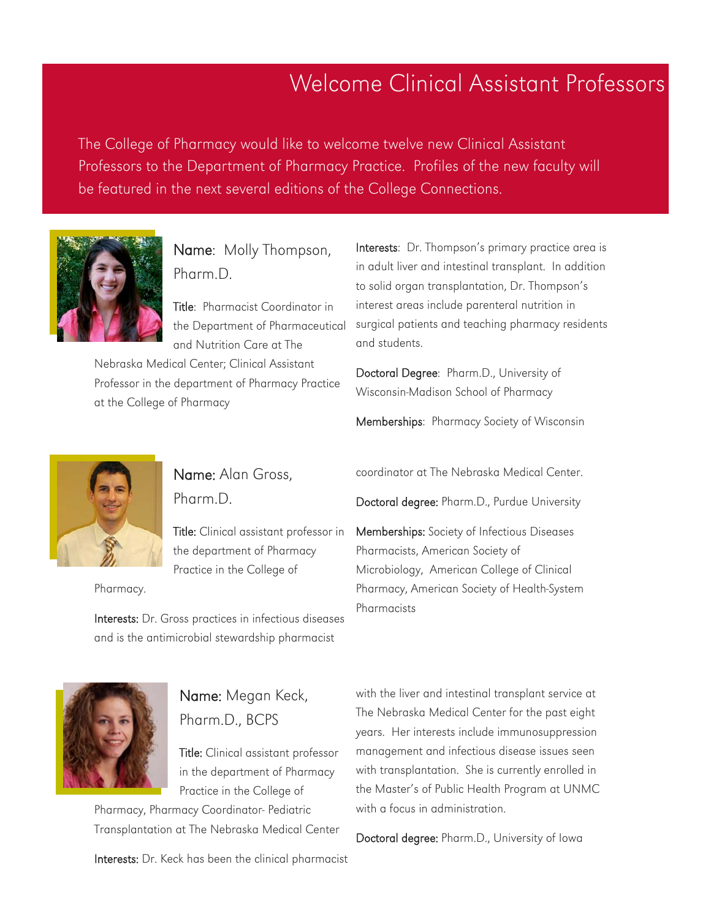# Welcome Clinical Assistant Professors

The College of Pharmacy would like to welcome twelve new Clinical Assistant Professors to the Department of Pharmacy Practice. Profiles of the new faculty will be featured in the next several editions of the College Connections.

**Name**: Molly Thompson, Pharm.D.

**Title**: Pharmacist Coordinator in the Department of Pharmaceutical and Nutrition Care at The Nebraska Medical Center; Clinical Assistant Professor in the department of Pharmacy Practice at the College of Pharmacy

**Interests**: Dr. Thompson's primary practice area is in adult liver and intestinal transplant. In addition to solid organ transplantation, Dr. Thompson's interest areas include parenteral nutrition in surgical patients and teaching pharmacy residents and students.

**Doctoral Degree**: Pharm.D., University of Wisconsin-Madison School of Pharmacy

**Memberships**: Pharmacy Society of Wisconsin

**Name:** Alan Gross, Pharm.D.

**Title:** Clinical assistant professor in the department of Pharmacy Practice in the College of Pharmacy.

**Interests:** Dr. Gross practices in infectious diseases and is the antimicrobial stewardship pharmacist coordinator at The Nebraska Medical Center.

**Doctoral degree:** Pharm.D., Purdue University

**Memberships:** Society of Infectious Diseases Pharmacists, American Society of Microbiology, American College of Clinical Pharmacy, American Society of Health-System Pharmacists

**Name:** Megan Keck, Pharm.D., BCPS

**Title:** Clinical assistant professor in the department of Pharmacy Practice in the College of Pharmacy, Pharmacy Coordinator- Pediatric Transplantation at The Nebraska Medical Center

**Interests:** Dr. Keck has been the clinical pharmacist with the liver and intestinal transplant service at The Nebraska Medical Center for the past eight years. Her interests include immunosuppression management and infectious disease issues seen with transplantation. She is currently enrolled in the Master's of Public Health Program at UNMC with a focus in administration.

**Doctoral degree:** Pharm.D., University of Iowa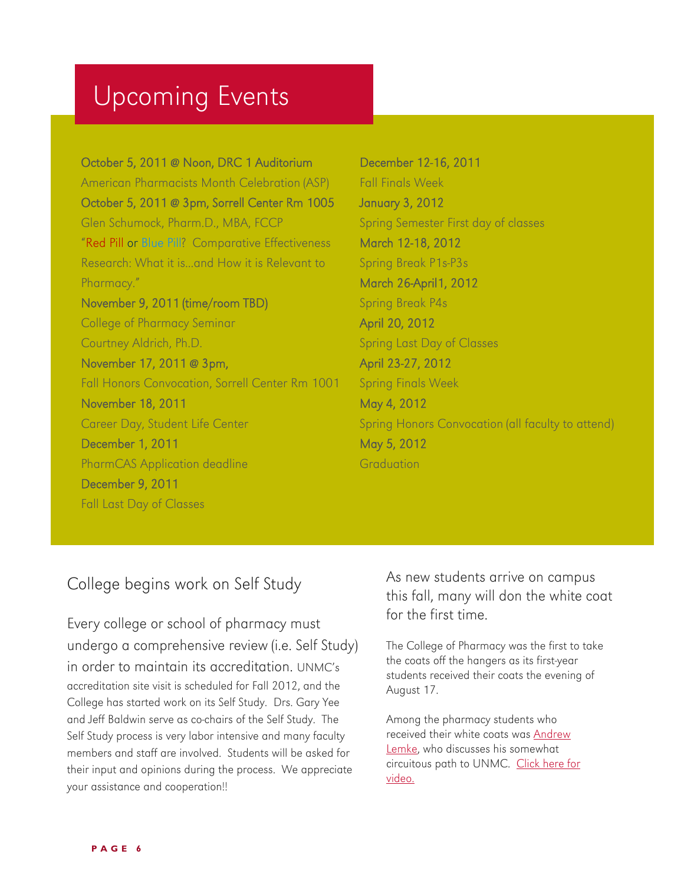# Upcoming Events

**October 5, 2011 @ Noon, DRC 1 Auditorium**
American Pharmacists Month Celebration (ASP)

**October 5, 2011 @ 3pm, Sorrell Center Rm 1005**
Glen Schumock, Pharm.D., MBA, FCCP
"Red Pill or Blue Pill? Comparative Effectiveness Research: What it is...and How it is Relevant to Pharmacy."

**November 9, 2011 (time/room TBD)**
College of Pharmacy Seminar
Courtney Aldrich, Ph.D.

**November 17, 2011 @ 3pm,**
Fall Honors Convocation, Sorrell Center Rm 1001

**November 18, 2011**
Career Day, Student Life Center

**December 1, 2011**
PharmCAS Application deadline

**December 9, 2011**
Fall Last Day of Classes

**December 12-16, 2011**
Fall Finals Week

**January 3, 2012**
Spring Semester First day of classes

**March 12-18, 2012**
Spring Break P1s-P3s

**March 26-April1, 2012**
Spring Break P4s

**April 20, 2012**
Spring Last Day of Classes

**April 23-27, 2012**
Spring Finals Week

**May 4, 2012**
Spring Honors Convocation (all faculty to attend)

**May 5, 2012**
Graduation

## College begins work on Self Study

Every college or school of pharmacy must undergo a comprehensive review (i.e. Self Study) in order to maintain its accreditation. UNMC's accreditation site visit is scheduled for Fall 2012, and the College has started work on its Self Study. Drs. Gary Yee and Jeff Baldwin serve as co-chairs of the Self Study. The Self Study process is very labor intensive and many faculty members and staff are involved. Students will be asked for their input and opinions during the process. We appreciate your assistance and cooperation!!

## As new students arrive on campus this fall, many will don the white coat for the first time.

The College of Pharmacy was the first to take the coats off the hangers as its first-year students received their coats the evening of August 17.

Among the pharmacy students who received their white coats was Andrew Lemke, who discusses his somewhat circuitous path to UNMC. Click here for video.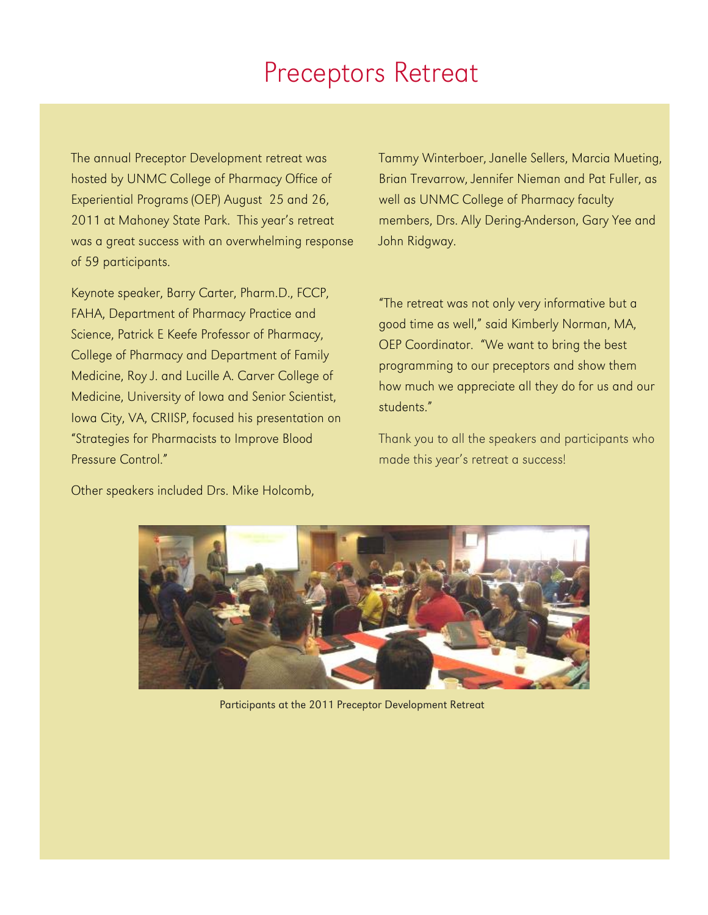# Preceptors Retreat

The annual Preceptor Development retreat was hosted by UNMC College of Pharmacy Office of Experiential Programs (OEP) August 25 and 26, 2011 at Mahoney State Park. This year's retreat was a great success with an overwhelming response of 59 participants.

Keynote speaker, Barry Carter, Pharm.D., FCCP, FAHA, Department of Pharmacy Practice and Science, Patrick E Keefe Professor of Pharmacy, College of Pharmacy and Department of Family Medicine, Roy J. and Lucille A. Carver College of Medicine, University of Iowa and Senior Scientist, Iowa City, VA, CRIISP, focused his presentation on "Strategies for Pharmacists to Improve Blood Pressure Control."

Other speakers included Drs. Mike Holcomb, Tammy Winterboer, Janelle Sellers, Marcia Mueting, Brian Trevarrow, Jennifer Nieman and Pat Fuller, as well as UNMC College of Pharmacy faculty members, Drs. Ally Dering-Anderson, Gary Yee and John Ridgway.

"The retreat was not only very informative but a good time as well," said Kimberly Norman, MA, OEP Coordinator. "We want to bring the best programming to our preceptors and show them how much we appreciate all they do for us and our students."

Thank you to all the speakers and participants who made this year's retreat a success!

Participants at the 2011 Preceptor Development Retreat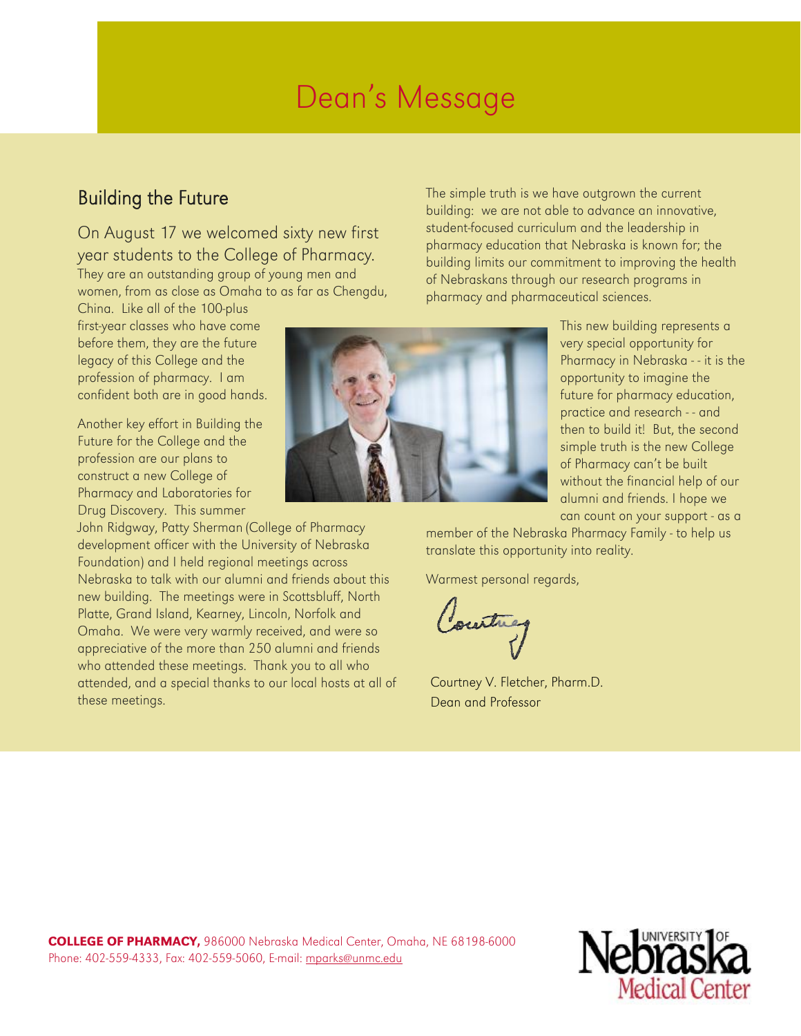# Dean's Message

## Building the Future

On August 17 we welcomed sixty new first year students to the College of Pharmacy. They are an outstanding group of young men and women, from as close as Omaha to as far as Chengdu, China. Like all of the 100-plus first-year classes who have come before them, they are the future legacy of this College and the profession of pharmacy. I am confident both are in good hands.

Another key effort in Building the Future for the College and the profession are our plans to construct a new College of Pharmacy and Laboratories for Drug Discovery. This summer John Ridgway, Patty Sherman (College of Pharmacy development officer with the University of Nebraska Foundation) and I held regional meetings across Nebraska to talk with our alumni and friends about this new building. The meetings were in Scottsbluff, North Platte, Grand Island, Kearney, Lincoln, Norfolk and Omaha. We were very warmly received, and were so appreciative of the more than 250 alumni and friends who attended these meetings. Thank you to all who attended, and a special thanks to our local hosts at all of these meetings.

The simple truth is we have outgrown the current building: we are not able to advance an innovative, student-focused curriculum and the leadership in pharmacy education that Nebraska is known for; the building limits our commitment to improving the health of Nebraskans through our research programs in pharmacy and pharmaceutical sciences.

This new building represents a very special opportunity for Pharmacy in Nebraska - - it is the opportunity to imagine the future for pharmacy education, practice and research - - and then to build it! But, the second simple truth is the new College of Pharmacy can't be built without the financial help of our alumni and friends. I hope we can count on your support - as a member of the Nebraska Pharmacy Family - to help us translate this opportunity into reality.

Warmest personal regards,

Courtney

Courtney V. Fletcher, Pharm.D.
Dean and Professor

**COLLEGE OF PHARMACY,** 986000 Nebraska Medical Center, Omaha, NE 68198-6000
Phone: 402-559-4333, Fax: 402-559-5060, E-mail: mparks@unmc.edu

University of Nebraska Medical Center